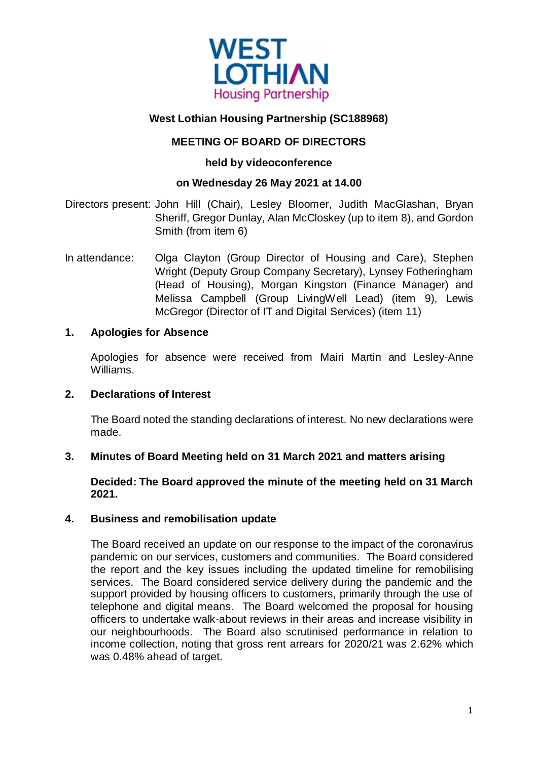**West Lothian Housing Partnership (SC188968)**

**MEETING OF BOARD OF DIRECTORS**

**held by videoconference**

**on Wednesday 26 May 2021 at 14.00**

Directors present: John Hill (Chair), Lesley Bloomer, Judith MacGlashan, Bryan Sheriff, Gregor Dunlay, Alan McCloskey (up to item 8), and Gordon Smith (from item 6)

In attendance: Olga Clayton (Group Director of Housing and Care), Stephen Wright (Deputy Group Company Secretary), Lynsey Fotheringham (Head of Housing), Morgan Kingston (Finance Manager) and Melissa Campbell (Group LivingWell Lead) (item 9), Lewis McGregor (Director of IT and Digital Services) (item 11)

## 1. Apologies for Absence

Apologies for absence were received from Mairi Martin and Lesley-Anne Williams.

## 2. Declarations of Interest

The Board noted the standing declarations of interest. No new declarations were made.

## 3. Minutes of Board Meeting held on 31 March 2021 and matters arising

**Decided: The Board approved the minute of the meeting held on 31 March 2021.**

## 4. Business and remobilisation update

The Board received an update on our response to the impact of the coronavirus pandemic on our services, customers and communities. The Board considered the report and the key issues including the updated timeline for remobilising services. The Board considered service delivery during the pandemic and the support provided by housing officers to customers, primarily through the use of telephone and digital means. The Board welcomed the proposal for housing officers to undertake walk-about reviews in their areas and increase visibility in our neighbourhoods. The Board also scrutinised performance in relation to income collection, noting that gross rent arrears for 2020/21 was 2.62% which was 0.48% ahead of target.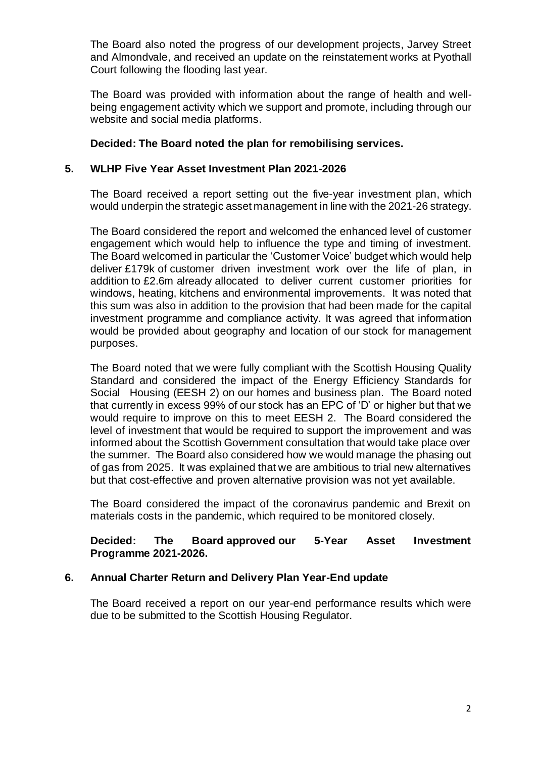The Board also noted the progress of our development projects, Jarvey Street and Almondvale, and received an update on the reinstatement works at Pyothall Court following the flooding last year.

The Board was provided with information about the range of health and well-being engagement activity which we support and promote, including through our website and social media platforms.

**Decided: The Board noted the plan for remobilising services.**

## 5. WLHP Five Year Asset Investment Plan 2021-2026

The Board received a report setting out the five-year investment plan, which would underpin the strategic asset management in line with the 2021-26 strategy.

The Board considered the report and welcomed the enhanced level of customer engagement which would help to influence the type and timing of investment. The Board welcomed in particular the 'Customer Voice' budget which would help deliver £179k of customer driven investment work over the life of plan, in addition to £2.6m already allocated to deliver current customer priorities for windows, heating, kitchens and environmental improvements. It was noted that this sum was also in addition to the provision that had been made for the capital investment programme and compliance activity. It was agreed that information would be provided about geography and location of our stock for management purposes.

The Board noted that we were fully compliant with the Scottish Housing Quality Standard and considered the impact of the Energy Efficiency Standards for Social Housing (EESH 2) on our homes and business plan. The Board noted that currently in excess 99% of our stock has an EPC of 'D' or higher but that we would require to improve on this to meet EESH 2. The Board considered the level of investment that would be required to support the improvement and was informed about the Scottish Government consultation that would take place over the summer. The Board also considered how we would manage the phasing out of gas from 2025. It was explained that we are ambitious to trial new alternatives but that cost-effective and proven alternative provision was not yet available.

The Board considered the impact of the coronavirus pandemic and Brexit on materials costs in the pandemic, which required to be monitored closely.

**Decided: The Board approved our 5-Year Asset Investment Programme 2021-2026.**

## 6. Annual Charter Return and Delivery Plan Year-End update

The Board received a report on our year-end performance results which were due to be submitted to the Scottish Housing Regulator.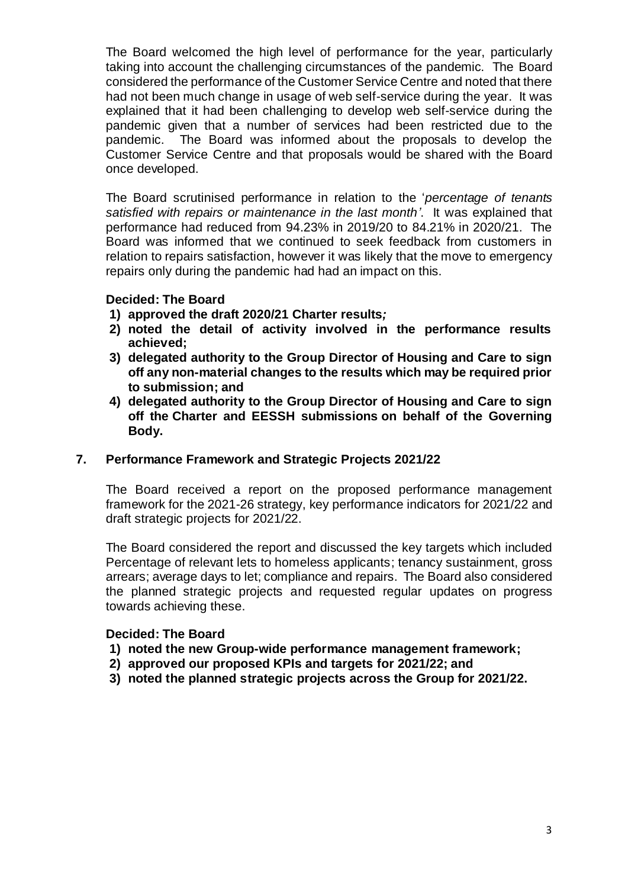The Board welcomed the high level of performance for the year, particularly taking into account the challenging circumstances of the pandemic. The Board considered the performance of the Customer Service Centre and noted that there had not been much change in usage of web self-service during the year. It was explained that it had been challenging to develop web self-service during the pandemic given that a number of services had been restricted due to the pandemic. The Board was informed about the proposals to develop the Customer Service Centre and that proposals would be shared with the Board once developed.

The Board scrutinised performance in relation to the '*percentage of tenants satisfied with repairs or maintenance in the last month'*. It was explained that performance had reduced from 94.23% in 2019/20 to 84.21% in 2020/21. The Board was informed that we continued to seek feedback from customers in relation to repairs satisfaction, however it was likely that the move to emergency repairs only during the pandemic had had an impact on this.

**Decided: The Board**

1) **approved the draft 2020/21 Charter results*;***
2) **noted the detail of activity involved in the performance results achieved;**
3) **delegated authority to the Group Director of Housing and Care to sign off any non-material changes to the results which may be required prior to submission; and**
4) **delegated authority to the Group Director of Housing and Care to sign off the Charter and EESSH submissions on behalf of the Governing Body.**

## 7. Performance Framework and Strategic Projects 2021/22

The Board received a report on the proposed performance management framework for the 2021-26 strategy, key performance indicators for 2021/22 and draft strategic projects for 2021/22.

The Board considered the report and discussed the key targets which included Percentage of relevant lets to homeless applicants; tenancy sustainment, gross arrears; average days to let; compliance and repairs. The Board also considered the planned strategic projects and requested regular updates on progress towards achieving these.

**Decided: The Board**

1) **noted the new Group-wide performance management framework;**
2) **approved our proposed KPIs and targets for 2021/22; and**
3) **noted the planned strategic projects across the Group for 2021/22.**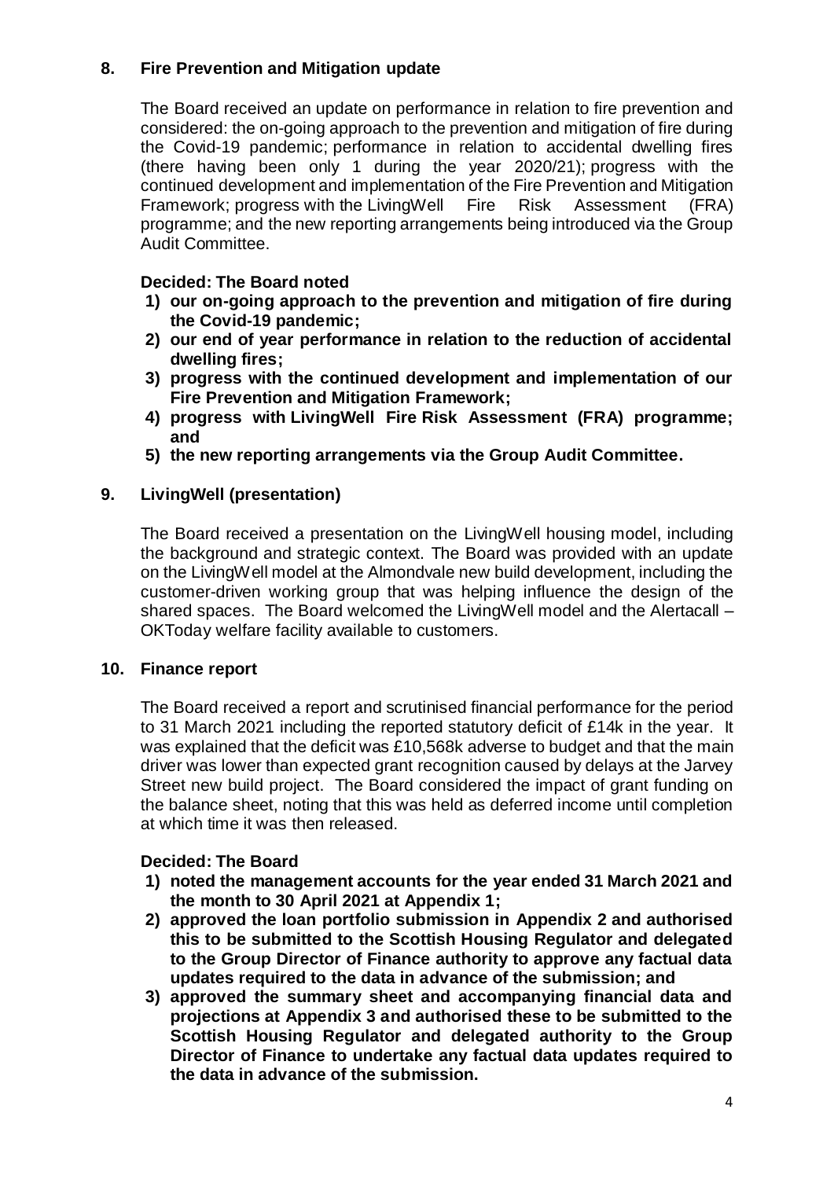## 8. Fire Prevention and Mitigation update

The Board received an update on performance in relation to fire prevention and considered: the on-going approach to the prevention and mitigation of fire during the Covid-19 pandemic; performance in relation to accidental dwelling fires (there having been only 1 during the year 2020/21); progress with the continued development and implementation of the Fire Prevention and Mitigation Framework; progress with the LivingWell Fire Risk Assessment (FRA) programme; and the new reporting arrangements being introduced via the Group Audit Committee.

**Decided: The Board noted**

1) **our on-going approach to the prevention and mitigation of fire during the Covid-19 pandemic;**
2) **our end of year performance in relation to the reduction of accidental dwelling fires;**
3) **progress with the continued development and implementation of our Fire Prevention and Mitigation Framework;**
4) **progress with LivingWell Fire Risk Assessment (FRA) programme; and**
5) **the new reporting arrangements via the Group Audit Committee.**

## 9. LivingWell (presentation)

The Board received a presentation on the LivingWell housing model, including the background and strategic context. The Board was provided with an update on the LivingWell model at the Almondvale new build development, including the customer-driven working group that was helping influence the design of the shared spaces. The Board welcomed the LivingWell model and the Alertacall – OKToday welfare facility available to customers.

## 10. Finance report

The Board received a report and scrutinised financial performance for the period to 31 March 2021 including the reported statutory deficit of £14k in the year. It was explained that the deficit was £10,568k adverse to budget and that the main driver was lower than expected grant recognition caused by delays at the Jarvey Street new build project. The Board considered the impact of grant funding on the balance sheet, noting that this was held as deferred income until completion at which time it was then released.

**Decided: The Board**

1) **noted the management accounts for the year ended 31 March 2021 and the month to 30 April 2021 at Appendix 1;**
2) **approved the loan portfolio submission in Appendix 2 and authorised this to be submitted to the Scottish Housing Regulator and delegated to the Group Director of Finance authority to approve any factual data updates required to the data in advance of the submission; and**
3) **approved the summary sheet and accompanying financial data and projections at Appendix 3 and authorised these to be submitted to the Scottish Housing Regulator and delegated authority to the Group Director of Finance to undertake any factual data updates required to the data in advance of the submission.**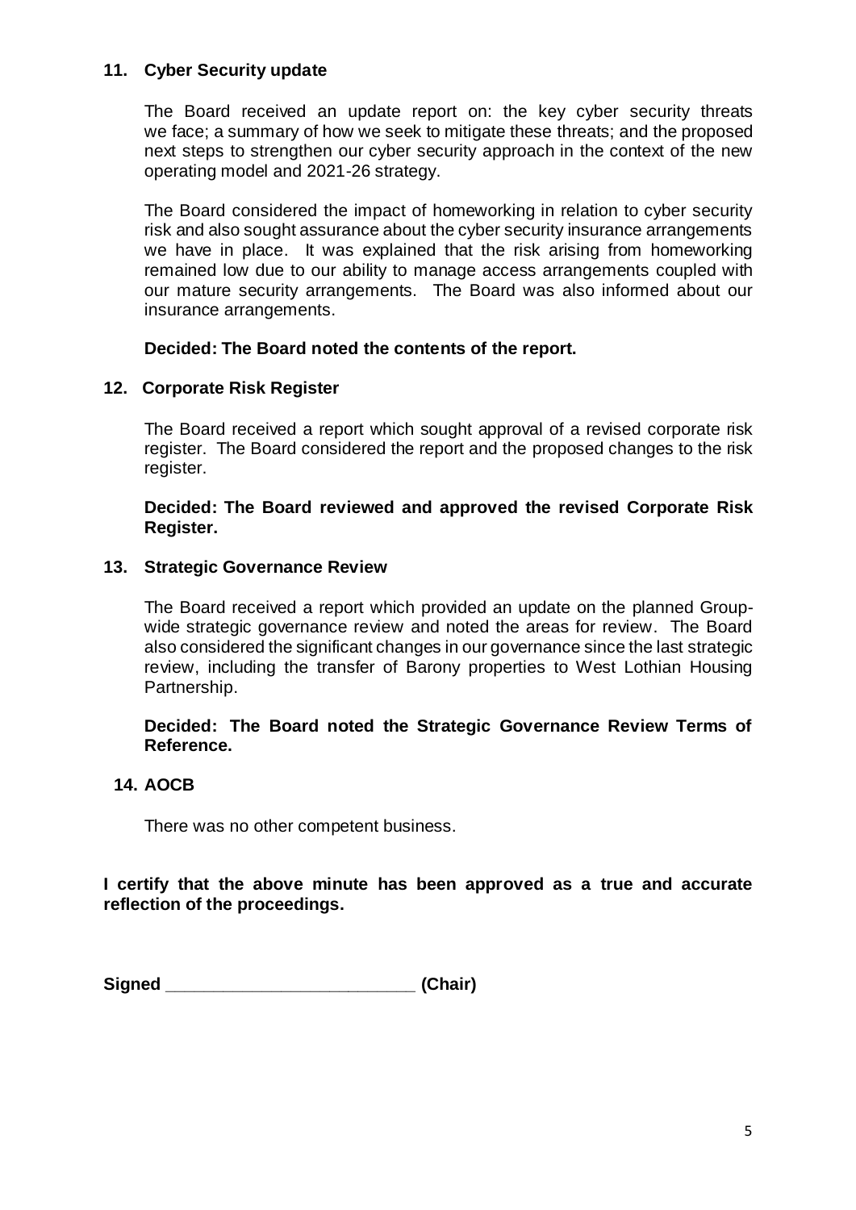### 11. Cyber Security update

The Board received an update report on: the key cyber security threats we face; a summary of how we seek to mitigate these threats; and the proposed next steps to strengthen our cyber security approach in the context of the new operating model and 2021-26 strategy.

The Board considered the impact of homeworking in relation to cyber security risk and also sought assurance about the cyber security insurance arrangements we have in place. It was explained that the risk arising from homeworking remained low due to our ability to manage access arrangements coupled with our mature security arrangements. The Board was also informed about our insurance arrangements.

**Decided: The Board noted the contents of the report.**

### 12. Corporate Risk Register

The Board received a report which sought approval of a revised corporate risk register. The Board considered the report and the proposed changes to the risk register.

**Decided: The Board reviewed and approved the revised Corporate Risk Register.**

### 13. Strategic Governance Review

The Board received a report which provided an update on the planned Group-wide strategic governance review and noted the areas for review. The Board also considered the significant changes in our governance since the last strategic review, including the transfer of Barony properties to West Lothian Housing Partnership.

**Decided: The Board noted the Strategic Governance Review Terms of Reference.**

### 14. AOCB

There was no other competent business.

**I certify that the above minute has been approved as a true and accurate reflection of the proceedings.**

**Signed \_\_\_\_\_\_\_\_\_\_\_\_\_\_\_\_\_\_\_\_\_\_\_\_\_\_ (Chair)**